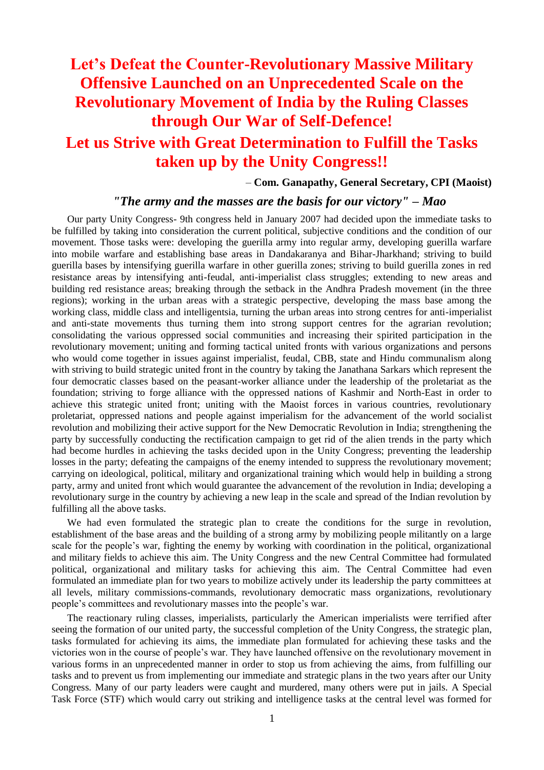# Let's Defeat the Counter-Revolutionary Massive Military Offensive Launched on an Unprecedented Scale on the Revolutionary Movement of India by the Ruling Classes through Our War of Self-Defence!

# Let us Strive with Great Determination to Fulfill the Tasks taken up by the Unity Congress!!

– **Com. Ganapathy, General Secretary, CPI (Maoist)**

***"The army and the masses are the basis for our victory" – Mao***

Our party Unity Congress- 9th congress held in January 2007 had decided upon the immediate tasks to be fulfilled by taking into consideration the current political, subjective conditions and the condition of our movement. Those tasks were: developing the guerilla army into regular army, developing guerilla warfare into mobile warfare and establishing base areas in Dandakaranya and Bihar-Jharkhand; striving to build guerilla bases by intensifying guerilla warfare in other guerilla zones; striving to build guerilla zones in red resistance areas by intensifying anti-feudal, anti-imperialist class struggles; extending to new areas and building red resistance areas; breaking through the setback in the Andhra Pradesh movement (in the three regions); working in the urban areas with a strategic perspective, developing the mass base among the working class, middle class and intelligentsia, turning the urban areas into strong centres for anti-imperialist and anti-state movements thus turning them into strong support centres for the agrarian revolution; consolidating the various oppressed social communities and increasing their spirited participation in the revolutionary movement; uniting and forming tactical united fronts with various organizations and persons who would come together in issues against imperialist, feudal, CBB, state and Hindu communalism along with striving to build strategic united front in the country by taking the Janathana Sarkars which represent the four democratic classes based on the peasant-worker alliance under the leadership of the proletariat as the foundation; striving to forge alliance with the oppressed nations of Kashmir and North-East in order to achieve this strategic united front; uniting with the Maoist forces in various countries, revolutionary proletariat, oppressed nations and people against imperialism for the advancement of the world socialist revolution and mobilizing their active support for the New Democratic Revolution in India; strengthening the party by successfully conducting the rectification campaign to get rid of the alien trends in the party which had become hurdles in achieving the tasks decided upon in the Unity Congress; preventing the leadership losses in the party; defeating the campaigns of the enemy intended to suppress the revolutionary movement; carrying on ideological, political, military and organizational training which would help in building a strong party, army and united front which would guarantee the advancement of the revolution in India; developing a revolutionary surge in the country by achieving a new leap in the scale and spread of the Indian revolution by fulfilling all the above tasks.

We had even formulated the strategic plan to create the conditions for the surge in revolution, establishment of the base areas and the building of a strong army by mobilizing people militantly on a large scale for the people's war, fighting the enemy by working with coordination in the political, organizational and military fields to achieve this aim. The Unity Congress and the new Central Committee had formulated political, organizational and military tasks for achieving this aim. The Central Committee had even formulated an immediate plan for two years to mobilize actively under its leadership the party committees at all levels, military commissions-commands, revolutionary democratic mass organizations, revolutionary people's committees and revolutionary masses into the people's war.

The reactionary ruling classes, imperialists, particularly the American imperialists were terrified after seeing the formation of our united party, the successful completion of the Unity Congress, the strategic plan, tasks formulated for achieving its aims, the immediate plan formulated for achieving these tasks and the victories won in the course of people's war. They have launched offensive on the revolutionary movement in various forms in an unprecedented manner in order to stop us from achieving the aims, from fulfilling our tasks and to prevent us from implementing our immediate and strategic plans in the two years after our Unity Congress. Many of our party leaders were caught and murdered, many others were put in jails. A Special Task Force (STF) which would carry out striking and intelligence tasks at the central level was formed for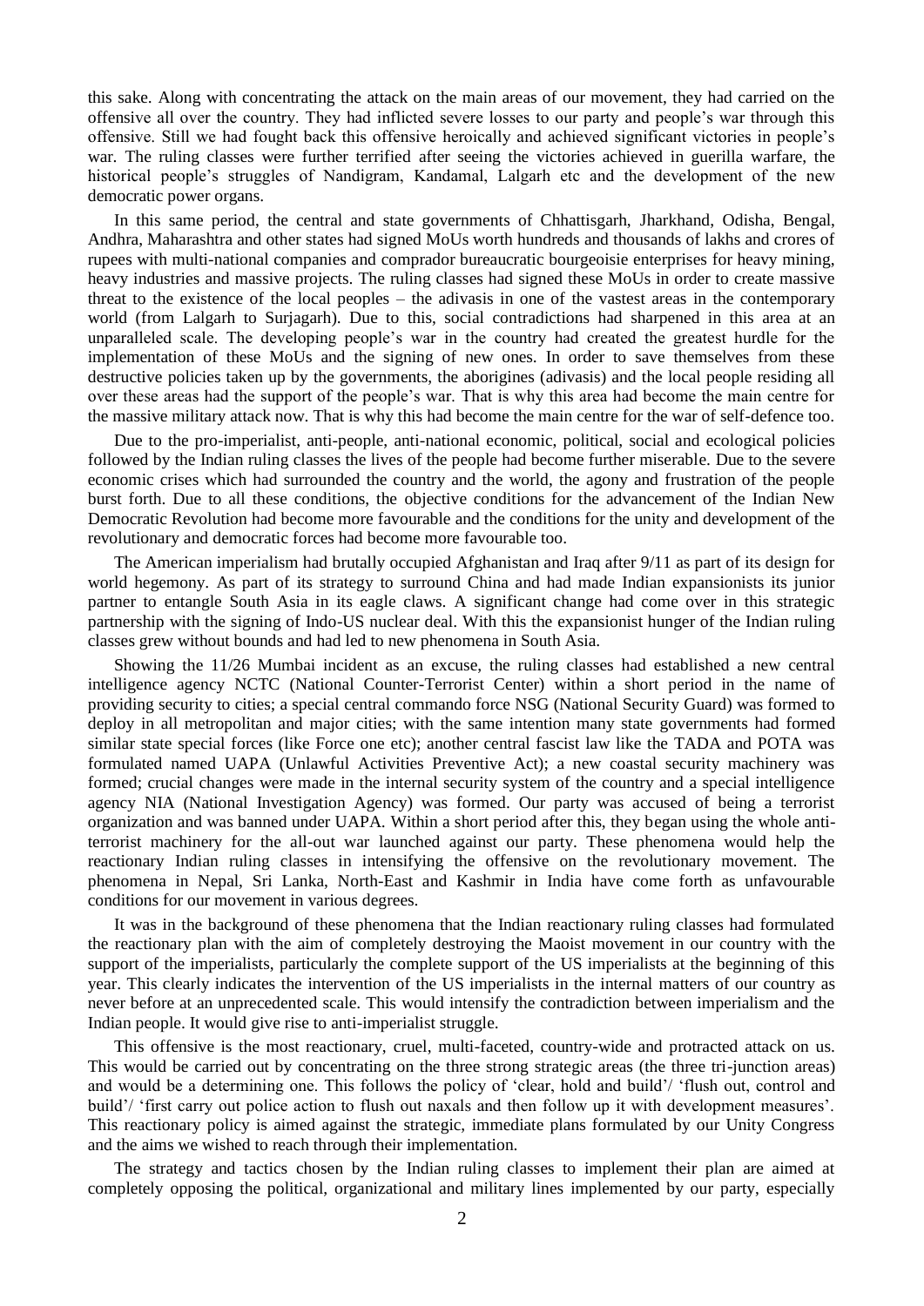this sake. Along with concentrating the attack on the main areas of our movement, they had carried on the offensive all over the country. They had inflicted severe losses to our party and people's war through this offensive. Still we had fought back this offensive heroically and achieved significant victories in people's war. The ruling classes were further terrified after seeing the victories achieved in guerilla warfare, the historical people's struggles of Nandigram, Kandamal, Lalgarh etc and the development of the new democratic power organs.

In this same period, the central and state governments of Chhattisgarh, Jharkhand, Odisha, Bengal, Andhra, Maharashtra and other states had signed MoUs worth hundreds and thousands of lakhs and crores of rupees with multi-national companies and comprador bureaucratic bourgeoisie enterprises for heavy mining, heavy industries and massive projects. The ruling classes had signed these MoUs in order to create massive threat to the existence of the local peoples – the adivasis in one of the vastest areas in the contemporary world (from Lalgarh to Surjagarh). Due to this, social contradictions had sharpened in this area at an unparalleled scale. The developing people's war in the country had created the greatest hurdle for the implementation of these MoUs and the signing of new ones. In order to save themselves from these destructive policies taken up by the governments, the aborigines (adivasis) and the local people residing all over these areas had the support of the people's war. That is why this area had become the main centre for the massive military attack now. That is why this had become the main centre for the war of self-defence too.

Due to the pro-imperialist, anti-people, anti-national economic, political, social and ecological policies followed by the Indian ruling classes the lives of the people had become further miserable. Due to the severe economic crises which had surrounded the country and the world, the agony and frustration of the people burst forth. Due to all these conditions, the objective conditions for the advancement of the Indian New Democratic Revolution had become more favourable and the conditions for the unity and development of the revolutionary and democratic forces had become more favourable too.

The American imperialism had brutally occupied Afghanistan and Iraq after 9/11 as part of its design for world hegemony. As part of its strategy to surround China and had made Indian expansionists its junior partner to entangle South Asia in its eagle claws. A significant change had come over in this strategic partnership with the signing of Indo-US nuclear deal. With this the expansionist hunger of the Indian ruling classes grew without bounds and had led to new phenomena in South Asia.

Showing the 11/26 Mumbai incident as an excuse, the ruling classes had established a new central intelligence agency NCTC (National Counter-Terrorist Center) within a short period in the name of providing security to cities; a special central commando force NSG (National Security Guard) was formed to deploy in all metropolitan and major cities; with the same intention many state governments had formed similar state special forces (like Force one etc); another central fascist law like the TADA and POTA was formulated named UAPA (Unlawful Activities Preventive Act); a new coastal security machinery was formed; crucial changes were made in the internal security system of the country and a special intelligence agency NIA (National Investigation Agency) was formed. Our party was accused of being a terrorist organization and was banned under UAPA. Within a short period after this, they began using the whole anti-terrorist machinery for the all-out war launched against our party. These phenomena would help the reactionary Indian ruling classes in intensifying the offensive on the revolutionary movement. The phenomena in Nepal, Sri Lanka, North-East and Kashmir in India have come forth as unfavourable conditions for our movement in various degrees.

It was in the background of these phenomena that the Indian reactionary ruling classes had formulated the reactionary plan with the aim of completely destroying the Maoist movement in our country with the support of the imperialists, particularly the complete support of the US imperialists at the beginning of this year. This clearly indicates the intervention of the US imperialists in the internal matters of our country as never before at an unprecedented scale. This would intensify the contradiction between imperialism and the Indian people. It would give rise to anti-imperialist struggle.

This offensive is the most reactionary, cruel, multi-faceted, country-wide and protracted attack on us. This would be carried out by concentrating on the three strong strategic areas (the three tri-junction areas) and would be a determining one. This follows the policy of 'clear, hold and build'/ 'flush out, control and build'/ 'first carry out police action to flush out naxals and then follow up it with development measures'. This reactionary policy is aimed against the strategic, immediate plans formulated by our Unity Congress and the aims we wished to reach through their implementation.

The strategy and tactics chosen by the Indian ruling classes to implement their plan are aimed at completely opposing the political, organizational and military lines implemented by our party, especially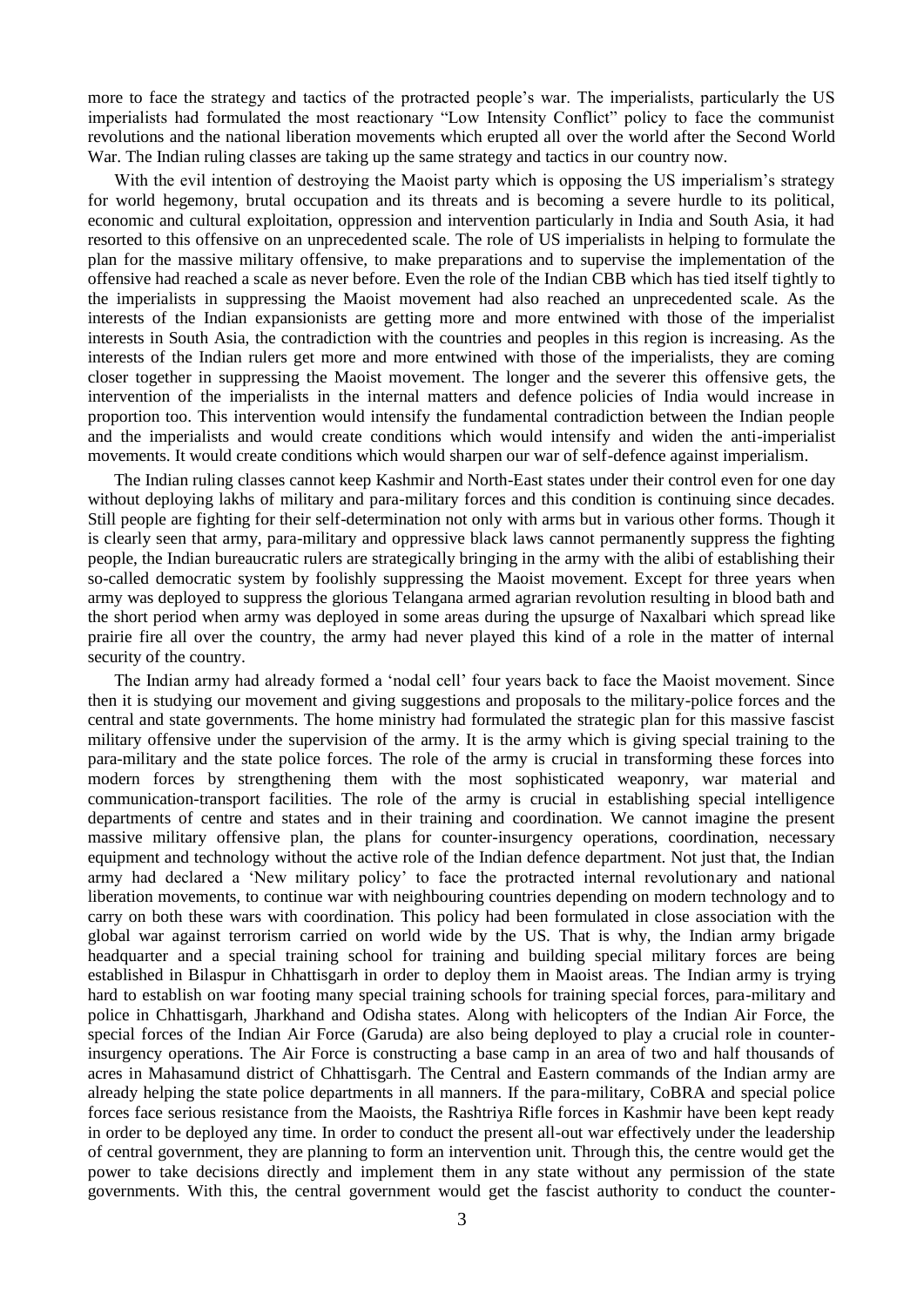more to face the strategy and tactics of the protracted people's war. The imperialists, particularly the US imperialists had formulated the most reactionary "Low Intensity Conflict" policy to face the communist revolutions and the national liberation movements which erupted all over the world after the Second World War. The Indian ruling classes are taking up the same strategy and tactics in our country now.

With the evil intention of destroying the Maoist party which is opposing the US imperialism's strategy for world hegemony, brutal occupation and its threats and is becoming a severe hurdle to its political, economic and cultural exploitation, oppression and intervention particularly in India and South Asia, it had resorted to this offensive on an unprecedented scale. The role of US imperialists in helping to formulate the plan for the massive military offensive, to make preparations and to supervise the implementation of the offensive had reached a scale as never before. Even the role of the Indian CBB which has tied itself tightly to the imperialists in suppressing the Maoist movement had also reached an unprecedented scale. As the interests of the Indian expansionists are getting more and more entwined with those of the imperialist interests in South Asia, the contradiction with the countries and peoples in this region is increasing. As the interests of the Indian rulers get more and more entwined with those of the imperialists, they are coming closer together in suppressing the Maoist movement. The longer and the severer this offensive gets, the intervention of the imperialists in the internal matters and defence policies of India would increase in proportion too. This intervention would intensify the fundamental contradiction between the Indian people and the imperialists and would create conditions which would intensify and widen the anti-imperialist movements. It would create conditions which would sharpen our war of self-defence against imperialism.

The Indian ruling classes cannot keep Kashmir and North-East states under their control even for one day without deploying lakhs of military and para-military forces and this condition is continuing since decades. Still people are fighting for their self-determination not only with arms but in various other forms. Though it is clearly seen that army, para-military and oppressive black laws cannot permanently suppress the fighting people, the Indian bureaucratic rulers are strategically bringing in the army with the alibi of establishing their so-called democratic system by foolishly suppressing the Maoist movement. Except for three years when army was deployed to suppress the glorious Telangana armed agrarian revolution resulting in blood bath and the short period when army was deployed in some areas during the upsurge of Naxalbari which spread like prairie fire all over the country, the army had never played this kind of a role in the matter of internal security of the country.

The Indian army had already formed a 'nodal cell' four years back to face the Maoist movement. Since then it is studying our movement and giving suggestions and proposals to the military-police forces and the central and state governments. The home ministry had formulated the strategic plan for this massive fascist military offensive under the supervision of the army. It is the army which is giving special training to the para-military and the state police forces. The role of the army is crucial in transforming these forces into modern forces by strengthening them with the most sophisticated weaponry, war material and communication-transport facilities. The role of the army is crucial in establishing special intelligence departments of centre and states and in their training and coordination. We cannot imagine the present massive military offensive plan, the plans for counter-insurgency operations, coordination, necessary equipment and technology without the active role of the Indian defence department. Not just that, the Indian army had declared a 'New military policy' to face the protracted internal revolutionary and national liberation movements, to continue war with neighbouring countries depending on modern technology and to carry on both these wars with coordination. This policy had been formulated in close association with the global war against terrorism carried on world wide by the US. That is why, the Indian army brigade headquarter and a special training school for training and building special military forces are being established in Bilaspur in Chhattisgarh in order to deploy them in Maoist areas. The Indian army is trying hard to establish on war footing many special training schools for training special forces, para-military and police in Chhattisgarh, Jharkhand and Odisha states. Along with helicopters of the Indian Air Force, the special forces of the Indian Air Force (Garuda) are also being deployed to play a crucial role in counter-insurgency operations. The Air Force is constructing a base camp in an area of two and half thousands of acres in Mahasamund district of Chhattisgarh. The Central and Eastern commands of the Indian army are already helping the state police departments in all manners. If the para-military, CoBRA and special police forces face serious resistance from the Maoists, the Rashtriya Rifle forces in Kashmir have been kept ready in order to be deployed any time. In order to conduct the present all-out war effectively under the leadership of central government, they are planning to form an intervention unit. Through this, the centre would get the power to take decisions directly and implement them in any state without any permission of the state governments. With this, the central government would get the fascist authority to conduct the counter-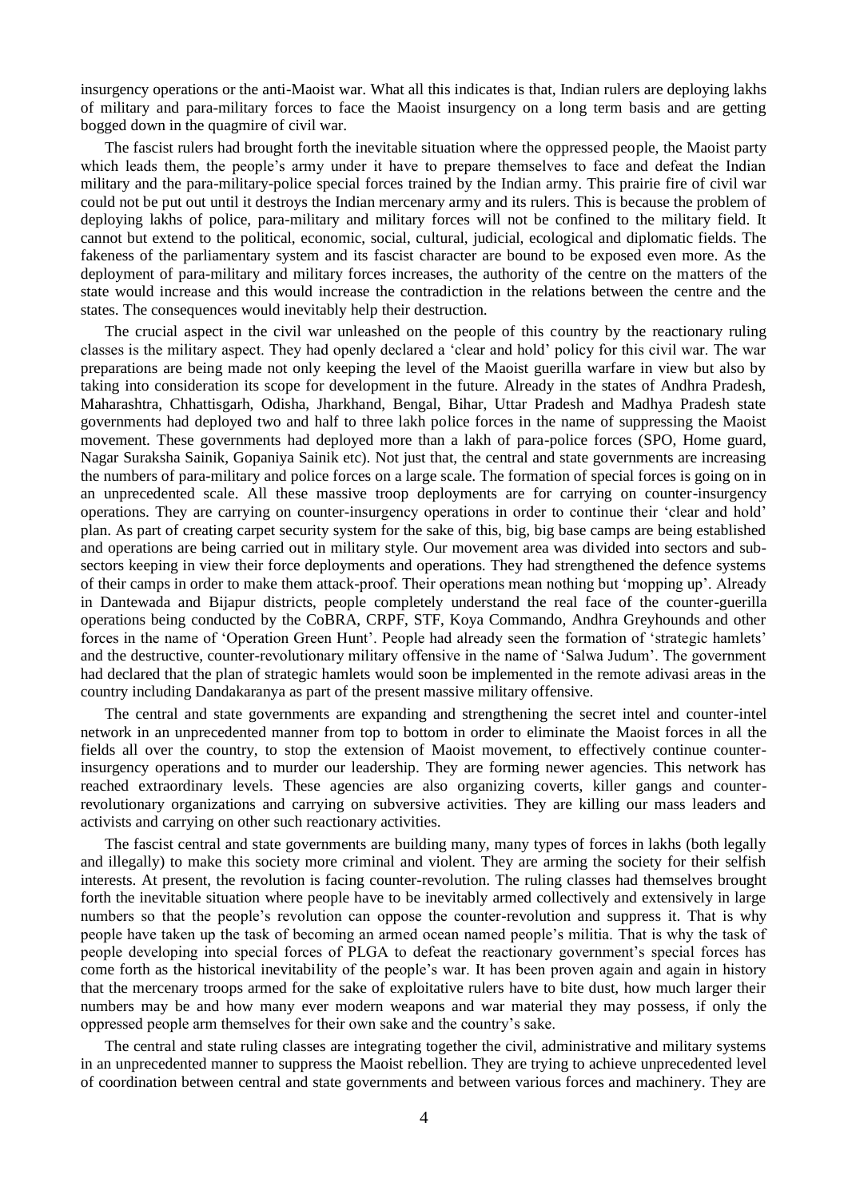insurgency operations or the anti-Maoist war. What all this indicates is that, Indian rulers are deploying lakhs of military and para-military forces to face the Maoist insurgency on a long term basis and are getting bogged down in the quagmire of civil war.

The fascist rulers had brought forth the inevitable situation where the oppressed people, the Maoist party which leads them, the people's army under it have to prepare themselves to face and defeat the Indian military and the para-military-police special forces trained by the Indian army. This prairie fire of civil war could not be put out until it destroys the Indian mercenary army and its rulers. This is because the problem of deploying lakhs of police, para-military and military forces will not be confined to the military field. It cannot but extend to the political, economic, social, cultural, judicial, ecological and diplomatic fields. The fakeness of the parliamentary system and its fascist character are bound to be exposed even more. As the deployment of para-military and military forces increases, the authority of the centre on the matters of the state would increase and this would increase the contradiction in the relations between the centre and the states. The consequences would inevitably help their destruction.

The crucial aspect in the civil war unleashed on the people of this country by the reactionary ruling classes is the military aspect. They had openly declared a 'clear and hold' policy for this civil war. The war preparations are being made not only keeping the level of the Maoist guerilla warfare in view but also by taking into consideration its scope for development in the future. Already in the states of Andhra Pradesh, Maharashtra, Chhattisgarh, Odisha, Jharkhand, Bengal, Bihar, Uttar Pradesh and Madhya Pradesh state governments had deployed two and half to three lakh police forces in the name of suppressing the Maoist movement. These governments had deployed more than a lakh of para-police forces (SPO, Home guard, Nagar Suraksha Sainik, Gopaniya Sainik etc). Not just that, the central and state governments are increasing the numbers of para-military and police forces on a large scale. The formation of special forces is going on in an unprecedented scale. All these massive troop deployments are for carrying on counter-insurgency operations. They are carrying on counter-insurgency operations in order to continue their 'clear and hold' plan. As part of creating carpet security system for the sake of this, big, big base camps are being established and operations are being carried out in military style. Our movement area was divided into sectors and sub-sectors keeping in view their force deployments and operations. They had strengthened the defence systems of their camps in order to make them attack-proof. Their operations mean nothing but 'mopping up'. Already in Dantewada and Bijapur districts, people completely understand the real face of the counter-guerilla operations being conducted by the CoBRA, CRPF, STF, Koya Commando, Andhra Greyhounds and other forces in the name of 'Operation Green Hunt'. People had already seen the formation of 'strategic hamlets' and the destructive, counter-revolutionary military offensive in the name of 'Salwa Judum'. The government had declared that the plan of strategic hamlets would soon be implemented in the remote adivasi areas in the country including Dandakaranya as part of the present massive military offensive.

The central and state governments are expanding and strengthening the secret intel and counter-intel network in an unprecedented manner from top to bottom in order to eliminate the Maoist forces in all the fields all over the country, to stop the extension of Maoist movement, to effectively continue counter-insurgency operations and to murder our leadership. They are forming newer agencies. This network has reached extraordinary levels. These agencies are also organizing coverts, killer gangs and counter-revolutionary organizations and carrying on subversive activities. They are killing our mass leaders and activists and carrying on other such reactionary activities.

The fascist central and state governments are building many, many types of forces in lakhs (both legally and illegally) to make this society more criminal and violent. They are arming the society for their selfish interests. At present, the revolution is facing counter-revolution. The ruling classes had themselves brought forth the inevitable situation where people have to be inevitably armed collectively and extensively in large numbers so that the people's revolution can oppose the counter-revolution and suppress it. That is why people have taken up the task of becoming an armed ocean named people's militia. That is why the task of people developing into special forces of PLGA to defeat the reactionary government's special forces has come forth as the historical inevitability of the people's war. It has been proven again and again in history that the mercenary troops armed for the sake of exploitative rulers have to bite dust, how much larger their numbers may be and how many ever modern weapons and war material they may possess, if only the oppressed people arm themselves for their own sake and the country's sake.

The central and state ruling classes are integrating together the civil, administrative and military systems in an unprecedented manner to suppress the Maoist rebellion. They are trying to achieve unprecedented level of coordination between central and state governments and between various forces and machinery. They are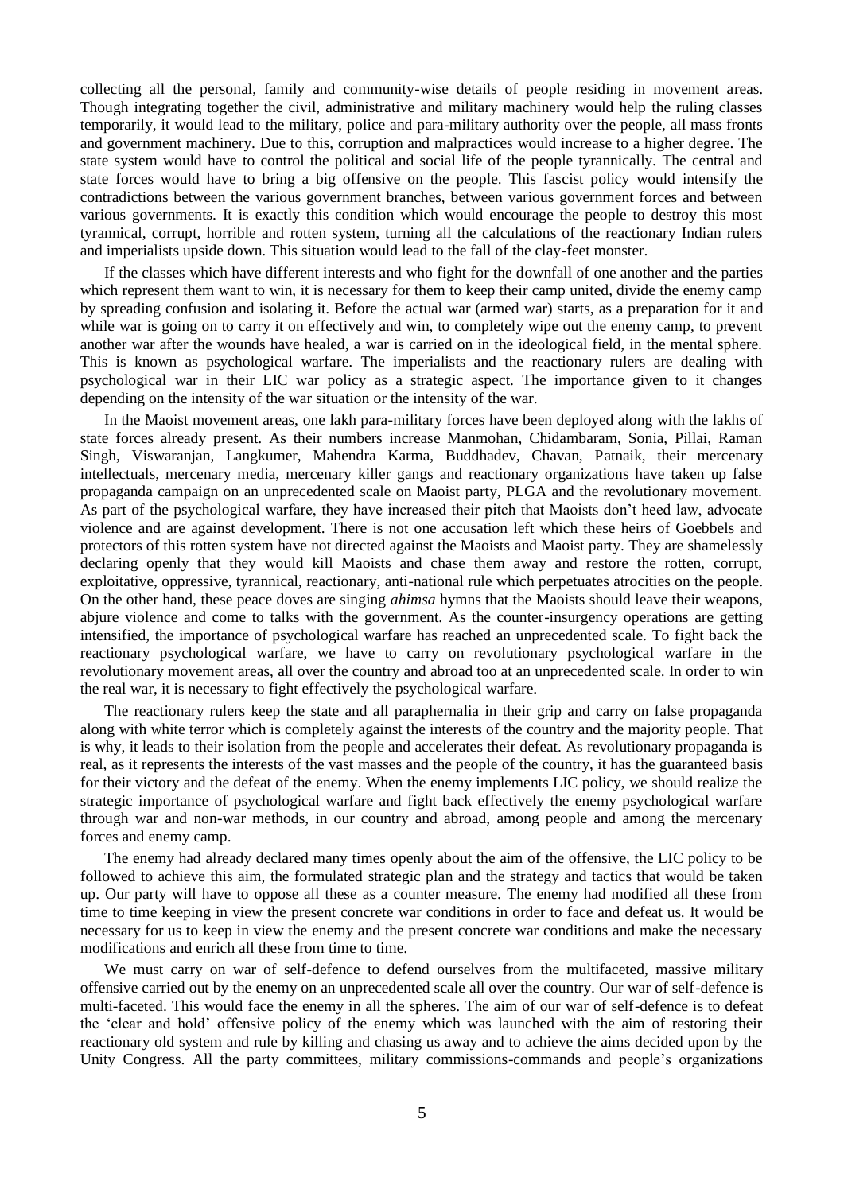collecting all the personal, family and community-wise details of people residing in movement areas. Though integrating together the civil, administrative and military machinery would help the ruling classes temporarily, it would lead to the military, police and para-military authority over the people, all mass fronts and government machinery. Due to this, corruption and malpractices would increase to a higher degree. The state system would have to control the political and social life of the people tyrannically. The central and state forces would have to bring a big offensive on the people. This fascist policy would intensify the contradictions between the various government branches, between various government forces and between various governments. It is exactly this condition which would encourage the people to destroy this most tyrannical, corrupt, horrible and rotten system, turning all the calculations of the reactionary Indian rulers and imperialists upside down. This situation would lead to the fall of the clay-feet monster.

If the classes which have different interests and who fight for the downfall of one another and the parties which represent them want to win, it is necessary for them to keep their camp united, divide the enemy camp by spreading confusion and isolating it. Before the actual war (armed war) starts, as a preparation for it and while war is going on to carry it on effectively and win, to completely wipe out the enemy camp, to prevent another war after the wounds have healed, a war is carried on in the ideological field, in the mental sphere. This is known as psychological warfare. The imperialists and the reactionary rulers are dealing with psychological war in their LIC war policy as a strategic aspect. The importance given to it changes depending on the intensity of the war situation or the intensity of the war.

In the Maoist movement areas, one lakh para-military forces have been deployed along with the lakhs of state forces already present. As their numbers increase Manmohan, Chidambaram, Sonia, Pillai, Raman Singh, Viswaranjan, Langkumer, Mahendra Karma, Buddhadev, Chavan, Patnaik, their mercenary intellectuals, mercenary media, mercenary killer gangs and reactionary organizations have taken up false propaganda campaign on an unprecedented scale on Maoist party, PLGA and the revolutionary movement. As part of the psychological warfare, they have increased their pitch that Maoists don't heed law, advocate violence and are against development. There is not one accusation left which these heirs of Goebbels and protectors of this rotten system have not directed against the Maoists and Maoist party. They are shamelessly declaring openly that they would kill Maoists and chase them away and restore the rotten, corrupt, exploitative, oppressive, tyrannical, reactionary, anti-national rule which perpetuates atrocities on the people. On the other hand, these peace doves are singing *ahimsa* hymns that the Maoists should leave their weapons, abjure violence and come to talks with the government. As the counter-insurgency operations are getting intensified, the importance of psychological warfare has reached an unprecedented scale. To fight back the reactionary psychological warfare, we have to carry on revolutionary psychological warfare in the revolutionary movement areas, all over the country and abroad too at an unprecedented scale. In order to win the real war, it is necessary to fight effectively the psychological warfare.

The reactionary rulers keep the state and all paraphernalia in their grip and carry on false propaganda along with white terror which is completely against the interests of the country and the majority people. That is why, it leads to their isolation from the people and accelerates their defeat. As revolutionary propaganda is real, as it represents the interests of the vast masses and the people of the country, it has the guaranteed basis for their victory and the defeat of the enemy. When the enemy implements LIC policy, we should realize the strategic importance of psychological warfare and fight back effectively the enemy psychological warfare through war and non-war methods, in our country and abroad, among people and among the mercenary forces and enemy camp.

The enemy had already declared many times openly about the aim of the offensive, the LIC policy to be followed to achieve this aim, the formulated strategic plan and the strategy and tactics that would be taken up. Our party will have to oppose all these as a counter measure. The enemy had modified all these from time to time keeping in view the present concrete war conditions in order to face and defeat us. It would be necessary for us to keep in view the enemy and the present concrete war conditions and make the necessary modifications and enrich all these from time to time.

We must carry on war of self-defence to defend ourselves from the multifaceted, massive military offensive carried out by the enemy on an unprecedented scale all over the country. Our war of self-defence is multi-faceted. This would face the enemy in all the spheres. The aim of our war of self-defence is to defeat the 'clear and hold' offensive policy of the enemy which was launched with the aim of restoring their reactionary old system and rule by killing and chasing us away and to achieve the aims decided upon by the Unity Congress. All the party committees, military commissions-commands and people's organizations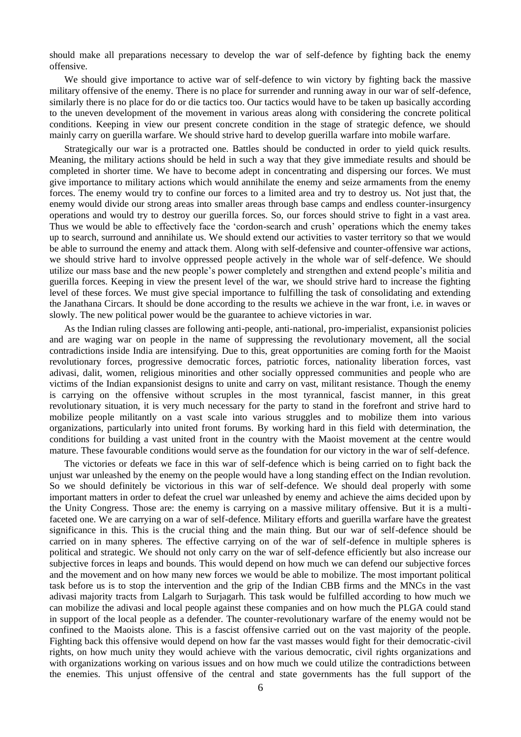should make all preparations necessary to develop the war of self-defence by fighting back the enemy offensive.

We should give importance to active war of self-defence to win victory by fighting back the massive military offensive of the enemy. There is no place for surrender and running away in our war of self-defence, similarly there is no place for do or die tactics too. Our tactics would have to be taken up basically according to the uneven development of the movement in various areas along with considering the concrete political conditions. Keeping in view our present concrete condition in the stage of strategic defence, we should mainly carry on guerilla warfare. We should strive hard to develop guerilla warfare into mobile warfare.

Strategically our war is a protracted one. Battles should be conducted in order to yield quick results. Meaning, the military actions should be held in such a way that they give immediate results and should be completed in shorter time. We have to become adept in concentrating and dispersing our forces. We must give importance to military actions which would annihilate the enemy and seize armaments from the enemy forces. The enemy would try to confine our forces to a limited area and try to destroy us. Not just that, the enemy would divide our strong areas into smaller areas through base camps and endless counter-insurgency operations and would try to destroy our guerilla forces. So, our forces should strive to fight in a vast area. Thus we would be able to effectively face the 'cordon-search and crush' operations which the enemy takes up to search, surround and annihilate us. We should extend our activities to vaster territory so that we would be able to surround the enemy and attack them. Along with self-defensive and counter-offensive war actions, we should strive hard to involve oppressed people actively in the whole war of self-defence. We should utilize our mass base and the new people's power completely and strengthen and extend people's militia and guerilla forces. Keeping in view the present level of the war, we should strive hard to increase the fighting level of these forces. We must give special importance to fulfilling the task of consolidating and extending the Janathana Circars. It should be done according to the results we achieve in the war front, i.e. in waves or slowly. The new political power would be the guarantee to achieve victories in war.

As the Indian ruling classes are following anti-people, anti-national, pro-imperialist, expansionist policies and are waging war on people in the name of suppressing the revolutionary movement, all the social contradictions inside India are intensifying. Due to this, great opportunities are coming forth for the Maoist revolutionary forces, progressive democratic forces, patriotic forces, nationality liberation forces, vast adivasi, dalit, women, religious minorities and other socially oppressed communities and people who are victims of the Indian expansionist designs to unite and carry on vast, militant resistance. Though the enemy is carrying on the offensive without scruples in the most tyrannical, fascist manner, in this great revolutionary situation, it is very much necessary for the party to stand in the forefront and strive hard to mobilize people militantly on a vast scale into various struggles and to mobilize them into various organizations, particularly into united front forums. By working hard in this field with determination, the conditions for building a vast united front in the country with the Maoist movement at the centre would mature. These favourable conditions would serve as the foundation for our victory in the war of self-defence.

The victories or defeats we face in this war of self-defence which is being carried on to fight back the unjust war unleashed by the enemy on the people would have a long standing effect on the Indian revolution. So we should definitely be victorious in this war of self-defence. We should deal properly with some important matters in order to defeat the cruel war unleashed by enemy and achieve the aims decided upon by the Unity Congress. Those are: the enemy is carrying on a massive military offensive. But it is a multi-faceted one. We are carrying on a war of self-defence. Military efforts and guerilla warfare have the greatest significance in this. This is the crucial thing and the main thing. But our war of self-defence should be carried on in many spheres. The effective carrying on of the war of self-defence in multiple spheres is political and strategic. We should not only carry on the war of self-defence efficiently but also increase our subjective forces in leaps and bounds. This would depend on how much we can defend our subjective forces and the movement and on how many new forces we would be able to mobilize. The most important political task before us is to stop the intervention and the grip of the Indian CBB firms and the MNCs in the vast adivasi majority tracts from Lalgarh to Surjagarh. This task would be fulfilled according to how much we can mobilize the adivasi and local people against these companies and on how much the PLGA could stand in support of the local people as a defender. The counter-revolutionary warfare of the enemy would not be confined to the Maoists alone. This is a fascist offensive carried out on the vast majority of the people. Fighting back this offensive would depend on how far the vast masses would fight for their democratic-civil rights, on how much unity they would achieve with the various democratic, civil rights organizations and with organizations working on various issues and on how much we could utilize the contradictions between the enemies. This unjust offensive of the central and state governments has the full support of the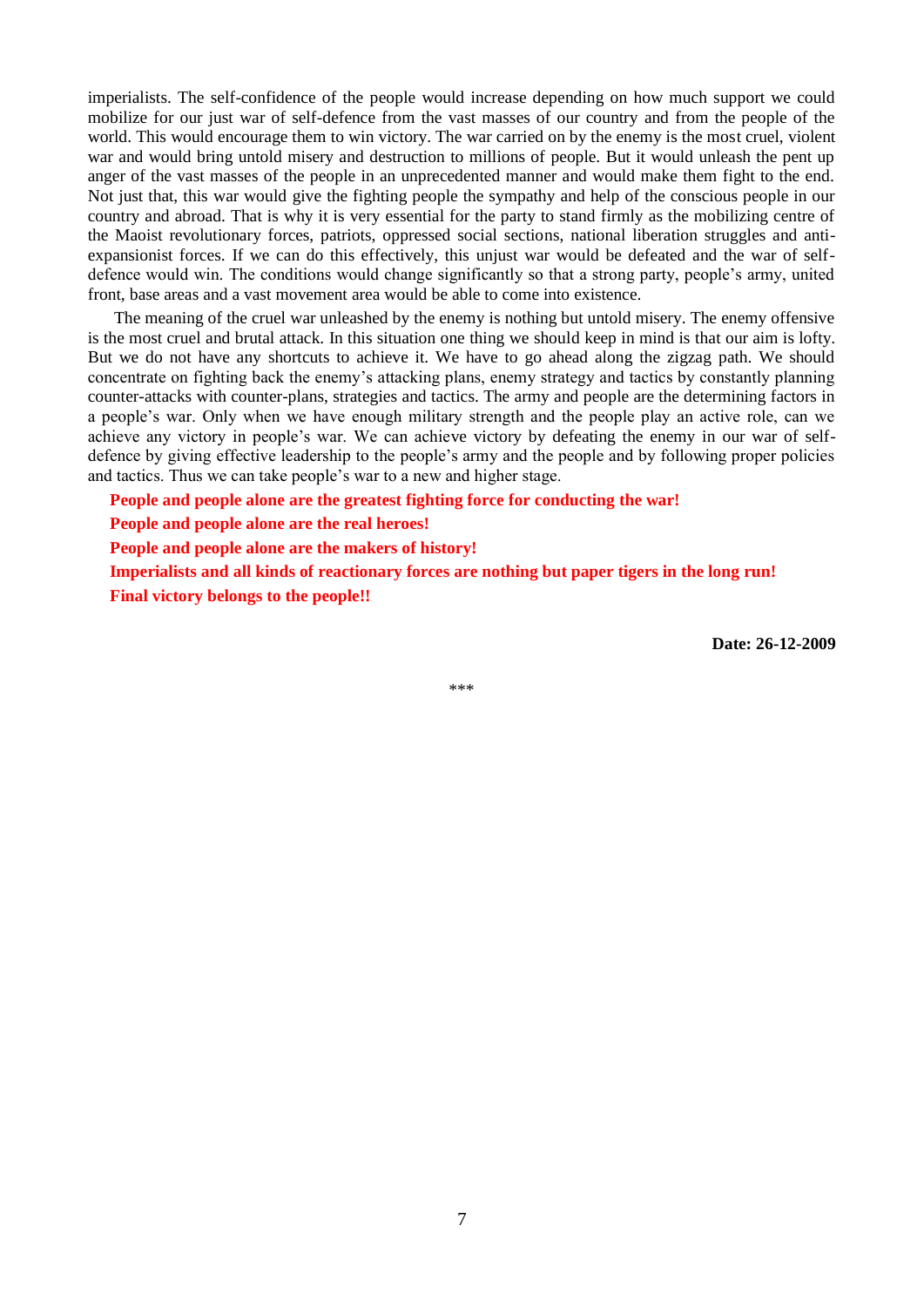imperialists. The self-confidence of the people would increase depending on how much support we could mobilize for our just war of self-defence from the vast masses of our country and from the people of the world. This would encourage them to win victory. The war carried on by the enemy is the most cruel, violent war and would bring untold misery and destruction to millions of people. But it would unleash the pent up anger of the vast masses of the people in an unprecedented manner and would make them fight to the end. Not just that, this war would give the fighting people the sympathy and help of the conscious people in our country and abroad. That is why it is very essential for the party to stand firmly as the mobilizing centre of the Maoist revolutionary forces, patriots, oppressed social sections, national liberation struggles and anti-expansionist forces. If we can do this effectively, this unjust war would be defeated and the war of self-defence would win. The conditions would change significantly so that a strong party, people's army, united front, base areas and a vast movement area would be able to come into existence.

The meaning of the cruel war unleashed by the enemy is nothing but untold misery. The enemy offensive is the most cruel and brutal attack. In this situation one thing we should keep in mind is that our aim is lofty. But we do not have any shortcuts to achieve it. We have to go ahead along the zigzag path. We should concentrate on fighting back the enemy's attacking plans, enemy strategy and tactics by constantly planning counter-attacks with counter-plans, strategies and tactics. The army and people are the determining factors in a people's war. Only when we have enough military strength and the people play an active role, can we achieve any victory in people's war. We can achieve victory by defeating the enemy in our war of self-defence by giving effective leadership to the people's army and the people and by following proper policies and tactics. Thus we can take people's war to a new and higher stage.

**People and people alone are the greatest fighting force for conducting the war!**

**People and people alone are the real heroes!**

**People and people alone are the makers of history!**

**Imperialists and all kinds of reactionary forces are nothing but paper tigers in the long run!**

**Final victory belongs to the people!!**

**Date: 26-12-2009**

***